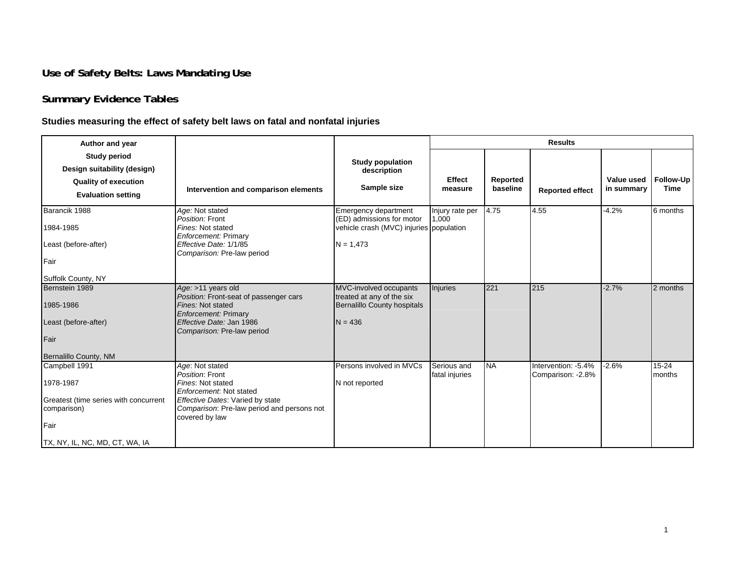# Use of Safety Belts: Laws Mandating Use

## Summary Evidence Tables

### Studies measuring the effect of safety belt laws on fatal and nonfatal injuries

| Author and year<br>Study period<br>Design suitability (design)<br>Quality of execution<br>Evaluation setting | Intervention and comparison elements | Study population description<br>Sample size | Results | | | | |
|---|---|---|---|---|---|---|---|
| | | | Effect measure | Reported baseline | Reported effect | Value used in summary | Follow-Up Time |
| Barancik 1988<br>1984-1985<br>Least (before-after)<br>Fair<br>Suffolk County, NY | *Age:* Not stated<br>*Position:* Front<br>*Fines:* Not stated<br>*Enforcement:* Primary<br>*Effective Date:* 1/1/85<br>*Comparison:* Pre-law period | Emergency department (ED) admissions for motor vehicle crash (MVC) injuries<br>N = 1,473 | Injury rate per 1,000 population | 4.75 | 4.55 | -4.2% | 6 months |
| Bernstein 1989<br>1985-1986<br>Least (before-after)<br>Fair<br>Bernalillo County, NM | *Age:* >11 years old<br>*Position:* Front-seat of passenger cars<br>*Fines:* Not stated<br>*Enforcement:* Primary<br>*Effective Date:* Jan 1986<br>*Comparison:* Pre-law period | MVC-involved occupants treated at any of the six Bernalillo County hospitals<br>N = 436 | Injuries | 221 | 215 | -2.7% | 2 months |
| Campbell 1991<br>1978-1987<br>Greatest (time series with concurrent comparison)<br>Fair<br>TX, NY, IL, NC, MD, CT, WA, IA | *Age*: Not stated<br>*Position*: Front<br>*Fines*: Not stated<br>*Enforcement*: Not stated<br>*Effective Dates*: Varied by state<br>*Comparison*: Pre-law period and persons not covered by law | Persons involved in MVCs<br>N not reported | Serious and fatal injuries | NA | Intervention: -5.4%<br>Comparison: -2.8% | -2.6% | 15-24 months |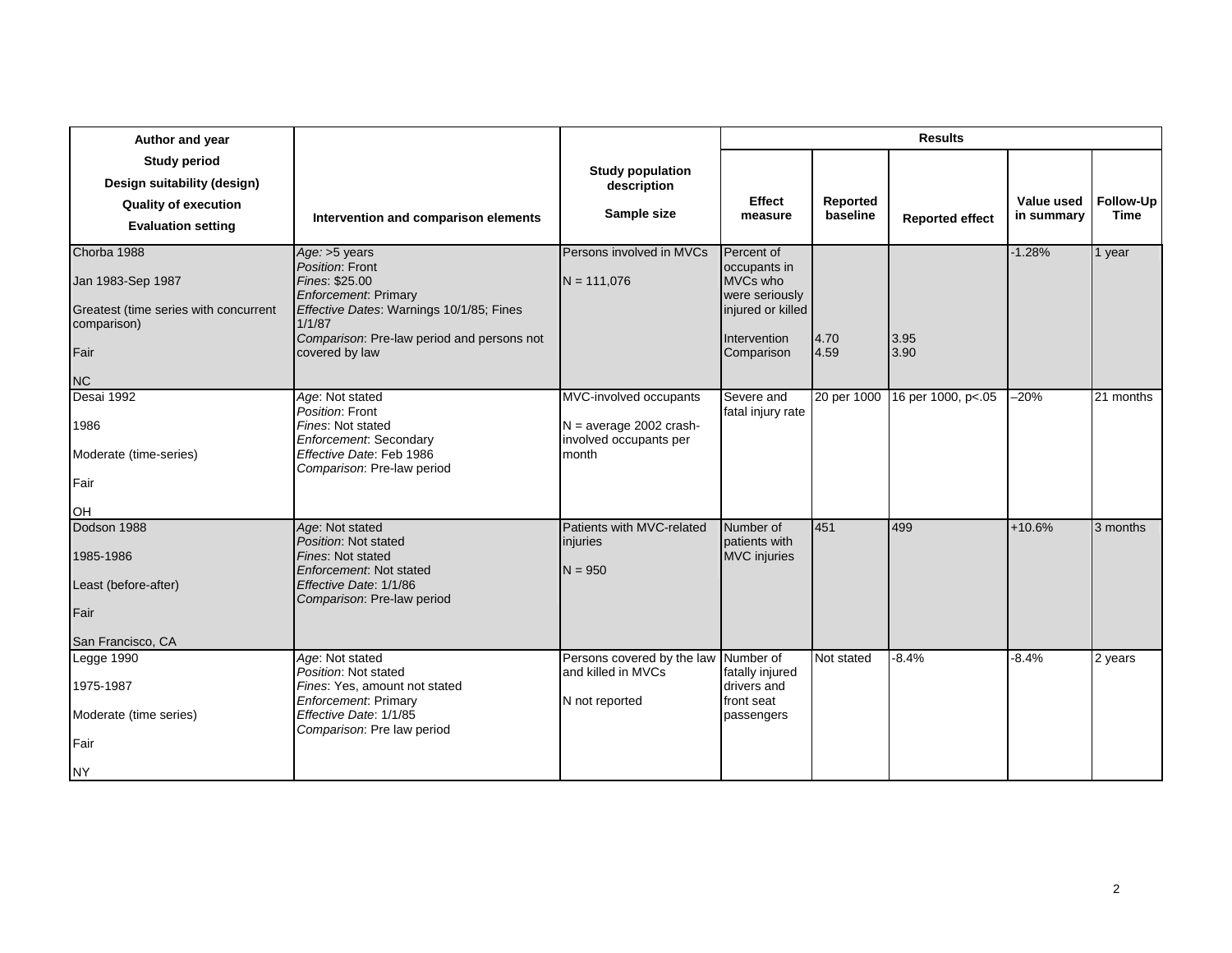| Author and year<br>Study period<br>Design suitability (design)<br>Quality of execution<br>Evaluation setting | Intervention and comparison elements | Study population description<br>Sample size | Results | | | | |
|---|---|---|---|---|---|---|---|
| | | | Effect measure | Reported baseline | Reported effect | Value used in summary | Follow-Up Time |
| Chorba 1988<br><br>Jan 1983-Sep 1987<br><br>Greatest (time series with concurrent comparison)<br><br>Fair<br><br>NC | *Age:* >5 years<br>*Position*: Front<br>*Fines*: $25.00<br>*Enforcement*: Primary<br>*Effective Dates*: Warnings 10/1/85; Fines 1/1/87<br>*Comparison*: Pre-law period and persons not covered by law | Persons involved in MVCs<br><br>N = 111,076 | Percent of occupants in MVCs who were seriously injured or killed<br><br>Intervention<br>Comparison | <br><br><br><br><br><br>4.70<br>4.59 | <br><br><br><br><br><br>3.95<br>3.90 | -1.28% | 1 year |
| Desai 1992<br><br>1986<br><br>Moderate (time-series)<br><br>Fair<br><br>OH | *Age*: Not stated<br>*Position*: Front<br>*Fines*: Not stated<br>*Enforcement*: Secondary<br>*Effective Date*: Feb 1986<br>*Comparison*: Pre-law period | MVC-involved occupants<br><br>N = average 2002 crash-involved occupants per month | Severe and fatal injury rate | 20 per 1000 | 16 per 1000, p<.05 | –20% | 21 months |
| Dodson 1988<br><br>1985-1986<br><br>Least (before-after)<br><br>Fair<br><br>San Francisco, CA | *Age*: Not stated<br>*Position*: Not stated<br>*Fines*: Not stated<br>*Enforcement*: Not stated<br>*Effective Date*: 1/1/86<br>*Comparison*: Pre-law period | Patients with MVC-related injuries<br><br>N = 950 | Number of patients with MVC injuries | 451 | 499 | +10.6% | 3 months |
| Legge 1990<br><br>1975-1987<br><br>Moderate (time series)<br><br>Fair<br><br>NY | *Age*: Not stated<br>*Position*: Not stated<br>*Fines*: Yes, amount not stated<br>*Enforcement*: Primary<br>*Effective Date*: 1/1/85<br>*Comparison*: Pre law period | Persons covered by the law and killed in MVCs<br><br>N not reported | Number of fatally injured drivers and front seat passengers | Not stated | -8.4% | -8.4% | 2 years |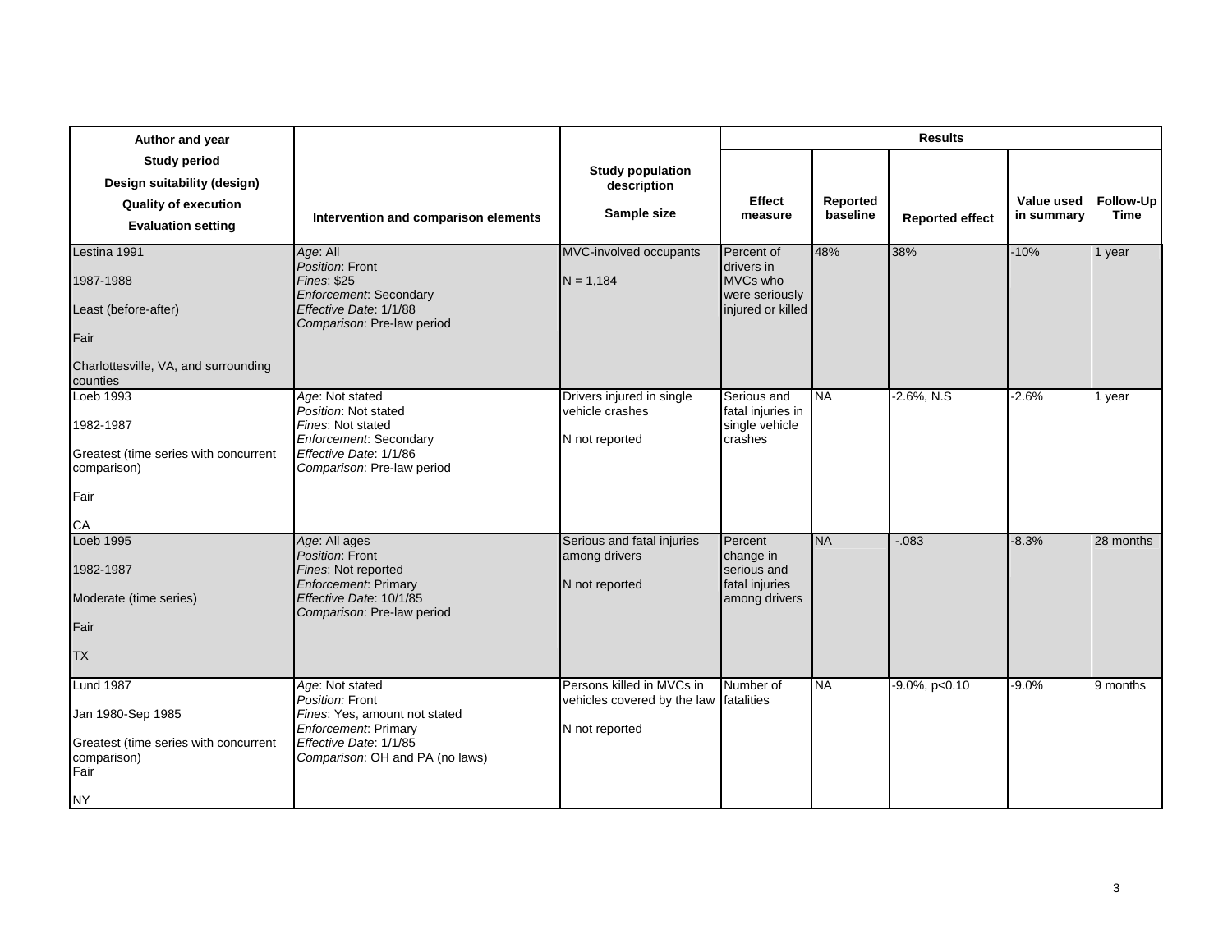| Author and year<br>Study period<br>Design suitability (design)<br>Quality of execution<br>Evaluation setting | Intervention and comparison elements | Study population description<br>Sample size | Results | | | | |
|---|---|---|---|---|---|---|---|
| | | | Effect measure | Reported baseline | Reported effect | Value used in summary | Follow-Up Time |
| Lestina 1991<br><br>1987-1988<br><br>Least (before-after)<br><br>Fair<br><br>Charlottesville, VA, and surrounding counties | *Age*: All<br>*Position*: Front<br>*Fines*: $25<br>*Enforcement*: Secondary<br>*Effective Date*: 1/1/88<br>*Comparison*: Pre-law period | MVC-involved occupants<br><br>N = 1,184 | Percent of drivers in MVCs who were seriously injured or killed | 48% | 38% | -10% | 1 year |
| Loeb 1993<br><br>1982-1987<br><br>Greatest (time series with concurrent comparison)<br><br>Fair<br><br>CA | *Age*: Not stated<br>*Position*: Not stated<br>*Fines*: Not stated<br>*Enforcement*: Secondary<br>*Effective Date*: 1/1/86<br>*Comparison*: Pre-law period | Drivers injured in single vehicle crashes<br><br>N not reported | Serious and fatal injuries in single vehicle crashes | NA | -2.6%, N.S | -2.6% | 1 year |
| Loeb 1995<br><br>1982-1987<br><br>Moderate (time series)<br><br>Fair<br><br>TX | *Age*: All ages<br>*Position*: Front<br>*Fines*: Not reported<br>*Enforcement*: Primary<br>*Effective Date*: 10/1/85<br>*Comparison*: Pre-law period | Serious and fatal injuries among drivers<br><br>N not reported | Percent change in serious and fatal injuries among drivers | NA | -.083 | -8.3% | 28 months |
| Lund 1987<br><br>Jan 1980-Sep 1985<br><br>Greatest (time series with concurrent comparison)<br>Fair<br><br>NY | *Age*: Not stated<br>*Position:* Front<br>*Fines*: Yes, amount not stated<br>*Enforcement*: Primary<br>*Effective Date*: 1/1/85<br>*Comparison*: OH and PA (no laws) | Persons killed in MVCs in vehicles covered by the law<br><br>N not reported | Number of fatalities | NA | -9.0%, p<0.10 | -9.0% | 9 months |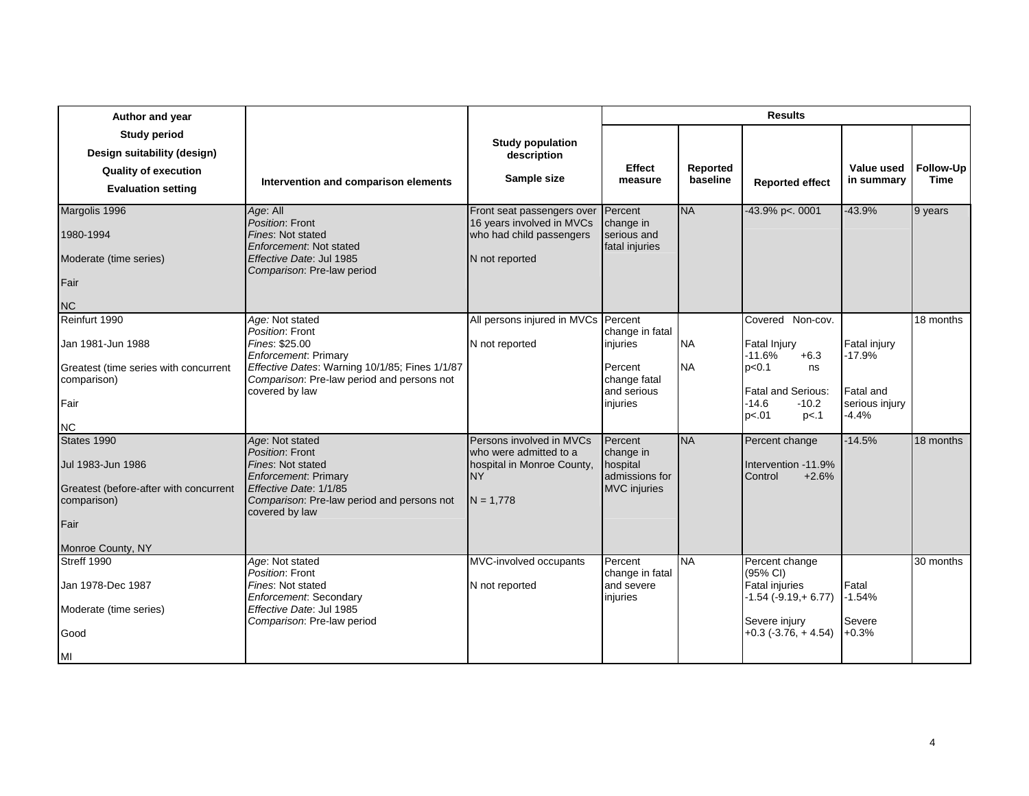| Author and year<br>Study period<br>Design suitability (design)<br>Quality of execution<br>Evaluation setting | Intervention and comparison elements | Study population description<br>Sample size | Results | | | | |
|---|---|---|---|---|---|---|---|
| | | | Effect measure | Reported baseline | Reported effect | Value used in summary | Follow-Up Time |
| Margolis 1996<br>1980-1994<br>Moderate (time series)<br>Fair<br>NC | *Age*: All<br>*Position*: Front<br>*Fines*: Not stated<br>*Enforcement*: Not stated<br>*Effective Date*: Jul 1985<br>*Comparison*: Pre-law period | Front seat passengers over 16 years involved in MVCs who had child passengers<br>N not reported | Percent change in serious and fatal injuries | NA | -43.9% p<. 0001 | -43.9% | 9 years |
| Reinfurt 1990<br>Jan 1981-Jun 1988<br>Greatest (time series with concurrent comparison)<br>Fair<br>NC | *Age:* Not stated<br>*Position*: Front<br>*Fines*: $25.00<br>*Enforcement*: Primary<br>*Effective Dates*: Warning 10/1/85; Fines 1/1/87<br>*Comparison*: Pre-law period and persons not covered by law | All persons injured in MVCs<br>N not reported | Percent change in fatal injuries<br>Percent change fatal and serious injuries | NA<br>NA | Covered Non-cov.<br>Fatal Injury<br>-11.6% +6.3<br>p<0.1 ns<br>Fatal and Serious:<br>-14.6 -10.2<br>p<.01 p<.1 | Fatal injury<br>-17.9%<br>Fatal and serious injury<br>-4.4% | 18 months |
| States 1990<br>Jul 1983-Jun 1986<br>Greatest (before-after with concurrent comparison)<br>Fair<br>Monroe County, NY | *Age*: Not stated<br>*Position*: Front<br>*Fines*: Not stated<br>*Enforcement*: Primary<br>*Effective Date*: 1/1/85<br>*Comparison*: Pre-law period and persons not covered by law | Persons involved in MVCs who were admitted to a hospital in Monroe County, NY<br>N = 1,778 | Percent change in hospital admissions for MVC injuries | NA | Percent change<br>Intervention -11.9%<br>Control +2.6% | -14.5% | 18 months |
| Streff 1990<br>Jan 1978-Dec 1987<br>Moderate (time series)<br>Good<br>MI | *Age*: Not stated<br>*Position*: Front<br>*Fines*: Not stated<br>*Enforcement*: Secondary<br>*Effective Date*: Jul 1985<br>*Comparison*: Pre-law period | MVC-involved occupants<br>N not reported | Percent change in fatal and severe injuries | NA | Percent change (95% CI)<br>Fatal injuries<br>-1.54 (-9.19,+ 6.77)<br>Severe injury<br>+0.3 (-3.76, + 4.54) | Fatal<br>-1.54%<br>Severe<br>+0.3% | 30 months |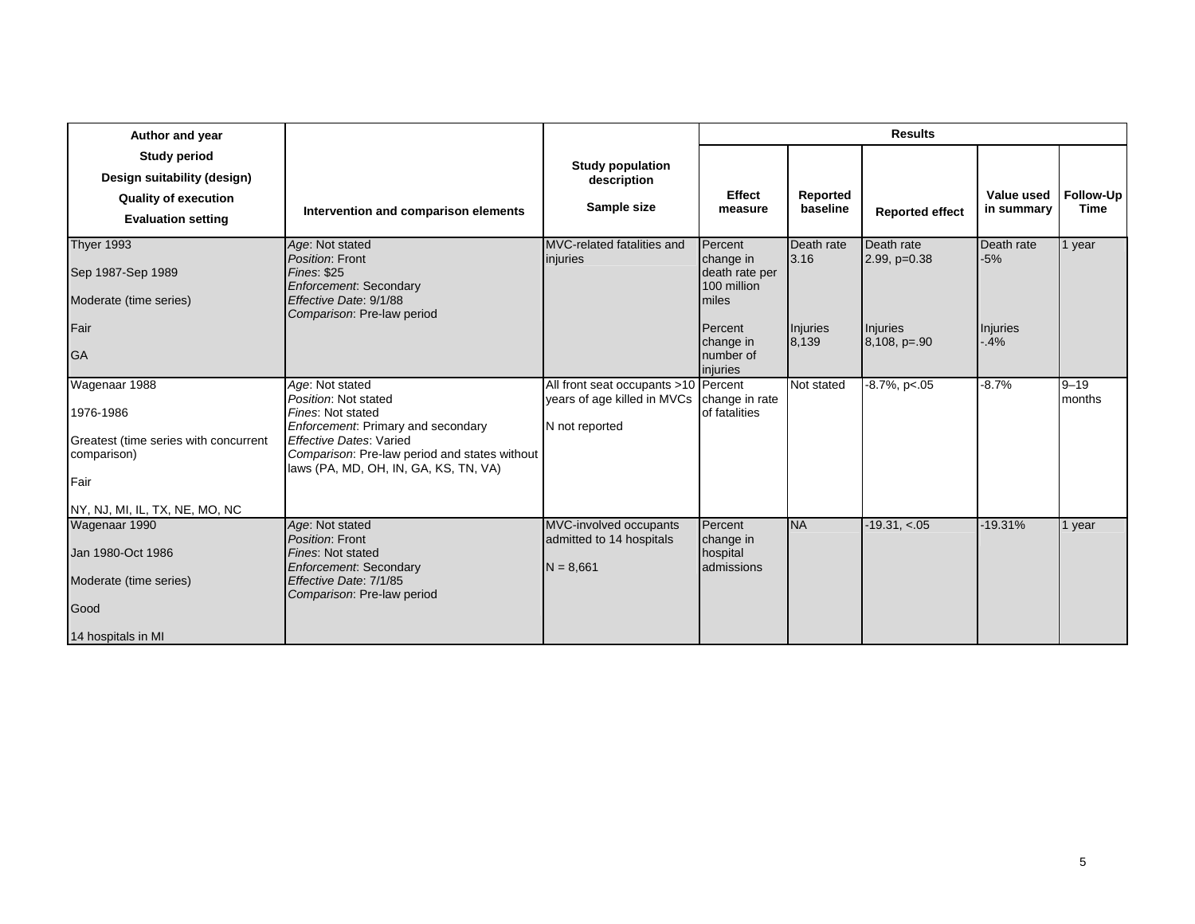| Author and year<br>Study period<br>Design suitability (design)<br>Quality of execution<br>Evaluation setting | Intervention and comparison elements | Study population description<br>Sample size | Results | | | | |
|---|---|---|---|---|---|---|---|
| | | | Effect measure | Reported baseline | Reported effect | Value used in summary | Follow-Up Time |
| Thyer 1993<br><br>Sep 1987-Sep 1989<br><br>Moderate (time series)<br><br>Fair<br><br>GA | *Age*: Not stated<br>*Position*: Front<br>*Fines*: $25<br>*Enforcement*: Secondary<br>*Effective Date*: 9/1/88<br>*Comparison*: Pre-law period | MVC-related fatalities and injuries | Percent change in death rate per 100 million miles<br><br>Percent change in number of injuries | Death rate 3.16<br><br>Injuries 8,139 | Death rate 2.99, p=0.38<br><br>Injuries 8,108, p=.90 | Death rate -5%<br><br>Injuries -.4% | 1 year |
| Wagenaar 1988<br><br>1976-1986<br><br>Greatest (time series with concurrent comparison)<br><br>Fair<br><br>NY, NJ, MI, IL, TX, NE, MO, NC | *Age*: Not stated<br>*Position*: Not stated<br>*Fines*: Not stated<br>*Enforcement*: Primary and secondary<br>*Effective Dates*: Varied<br>*Comparison*: Pre-law period and states without laws (PA, MD, OH, IN, GA, KS, TN, VA) | All front seat occupants >10 years of age killed in MVCs<br><br>N not reported | Percent change in rate of fatalities | Not stated | -8.7%, p<.05 | -8.7% | 9–19 months |
| Wagenaar 1990<br><br>Jan 1980-Oct 1986<br><br>Moderate (time series)<br><br>Good<br><br>14 hospitals in MI | *Age*: Not stated<br>*Position*: Front<br>*Fines*: Not stated<br>*Enforcement*: Secondary<br>*Effective Date*: 7/1/85<br>*Comparison*: Pre-law period | MVC-involved occupants admitted to 14 hospitals<br><br>N = 8,661 | Percent change in hospital admissions | NA | -19.31, <.05 | -19.31% | 1 year |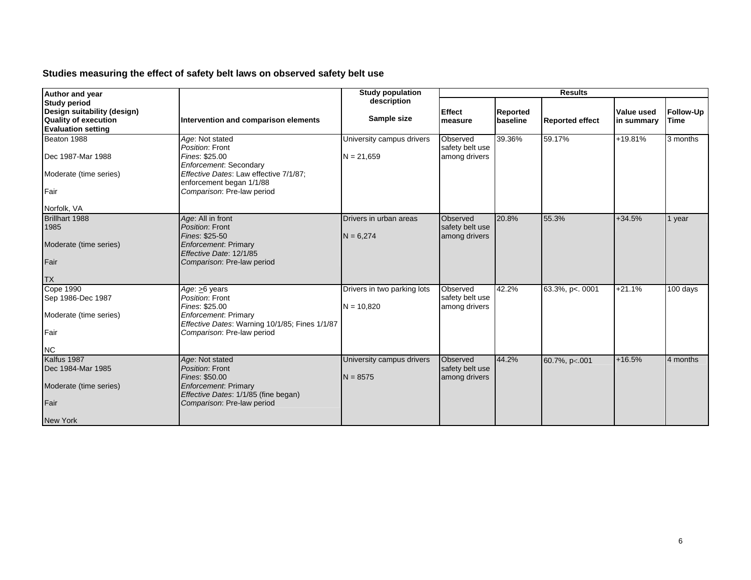### Studies measuring the effect of safety belt laws on observed safety belt use

| Author and year<br>Study period<br>Design suitability (design)<br>Quality of execution<br>Evaluation setting | Intervention and comparison elements | Study population description<br><br>Sample size | Results | | | | |
|---|---|---|---|---|---|---|---|
| | | | Effect measure | Reported baseline | Reported effect | Value used in summary | Follow-Up Time |
| Beaton 1988<br><br>Dec 1987-Mar 1988<br><br>Moderate (time series)<br><br>Fair<br><br>Norfolk, VA | *Age*: Not stated<br>*Position*: Front<br>*Fines*: $25.00<br>*Enforcement*: Secondary<br>*Effective Dates*: Law effective 7/1/87; enforcement began 1/1/88<br>*Comparison*: Pre-law period | University campus drivers<br><br>N = 21,659 | Observed safety belt use among drivers | 39.36% | 59.17% | +19.81% | 3 months |
| Brillhart 1988<br>1985<br><br>Moderate (time series)<br><br>Fair<br><br>TX | *Age*: All in front<br>*Position*: Front<br>*Fines*: $25-50<br>*Enforcement*: Primary<br>*Effective Date*: 12/1/85<br>*Comparison*: Pre-law period | Drivers in urban areas<br><br>N = 6,274 | Observed safety belt use among drivers | 20.8% | 55.3% | +34.5% | 1 year |
| Cope 1990<br>Sep 1986-Dec 1987<br><br>Moderate (time series)<br><br>Fair<br><br>NC | *Age*: ≥6 years<br>*Position*: Front<br>*Fines*: $25.00<br>*Enforcement*: Primary<br>*Effective Dates*: Warning 10/1/85; Fines 1/1/87<br>*Comparison*: Pre-law period | Drivers in two parking lots<br><br>N = 10,820 | Observed safety belt use among drivers | 42.2% | 63.3%, $p<.0001$ | +21.1% | 100 days |
| Kalfus 1987<br>Dec 1984-Mar 1985<br><br>Moderate (time series)<br><br>Fair<br><br>New York | *Age*: Not stated<br>*Position*: Front<br>*Fines*: $50.00<br>*Enforcement*: Primary<br>*Effective Dates*: 1/1/85 (fine began)<br>*Comparison*: Pre-law period | University campus drivers<br><br>N = 8575 | Observed safety belt use among drivers | 44.2% | 60.7%, $p<.001$ | +16.5% | 4 months |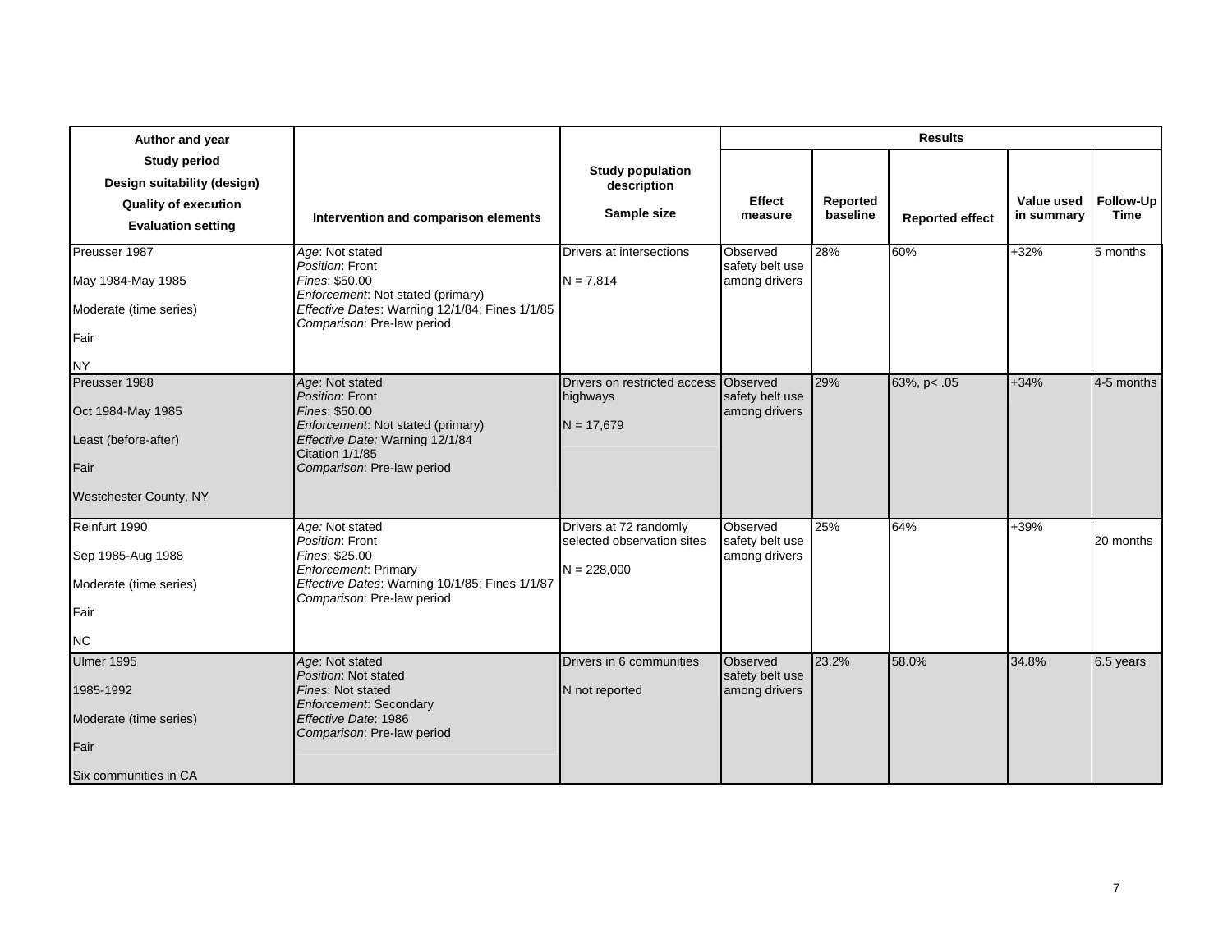| Author and year<br>Study period<br>Design suitability (design)<br>Quality of execution<br>Evaluation setting | Intervention and comparison elements | Study population description<br>Sample size | Results | | | | |
|---|---|---|---|---|---|---|---|
| | | | Effect measure | Reported baseline | Reported effect | Value used in summary | Follow-Up Time |
| Preusser 1987<br>May 1984-May 1985<br>Moderate (time series)<br>Fair<br>NY | *Age*: Not stated<br>*Position*: Front<br>*Fines*: $50.00<br>*Enforcement*: Not stated (primary)<br>*Effective Dates*: Warning 12/1/84; Fines 1/1/85<br>*Comparison*: Pre-law period | Drivers at intersections<br>N = 7,814 | Observed safety belt use among drivers | 28% | 60% | +32% | 5 months |
| Preusser 1988<br>Oct 1984-May 1985<br>Least (before-after)<br>Fair<br>Westchester County, NY | *Age*: Not stated<br>*Position*: Front<br>*Fines*: $50.00<br>*Enforcement*: Not stated (primary)<br>*Effective Date:* Warning 12/1/84<br>Citation 1/1/85<br>*Comparison*: Pre-law period | Drivers on restricted access highways<br>N = 17,679 | Observed safety belt use among drivers | 29% | 63%, p< .05 | +34% | 4-5 months |
| Reinfurt 1990<br>Sep 1985-Aug 1988<br>Moderate (time series)<br>Fair<br>NC | *Age*: Not stated<br>*Position*: Front<br>*Fines*: $25.00<br>*Enforcement*: Primary<br>*Effective Dates*: Warning 10/1/85; Fines 1/1/87<br>*Comparison*: Pre-law period | Drivers at 72 randomly selected observation sites<br>N = 228,000 | Observed safety belt use among drivers | 25% | 64% | +39% | 20 months |
| Ulmer 1995<br>1985-1992<br>Moderate (time series)<br>Fair<br>Six communities in CA | *Age*: Not stated<br>*Position*: Not stated<br>*Fines*: Not stated<br>*Enforcement*: Secondary<br>*Effective Date*: 1986<br>*Comparison*: Pre-law period | Drivers in 6 communities<br>N not reported | Observed safety belt use among drivers | 23.2% | 58.0% | 34.8% | 6.5 years |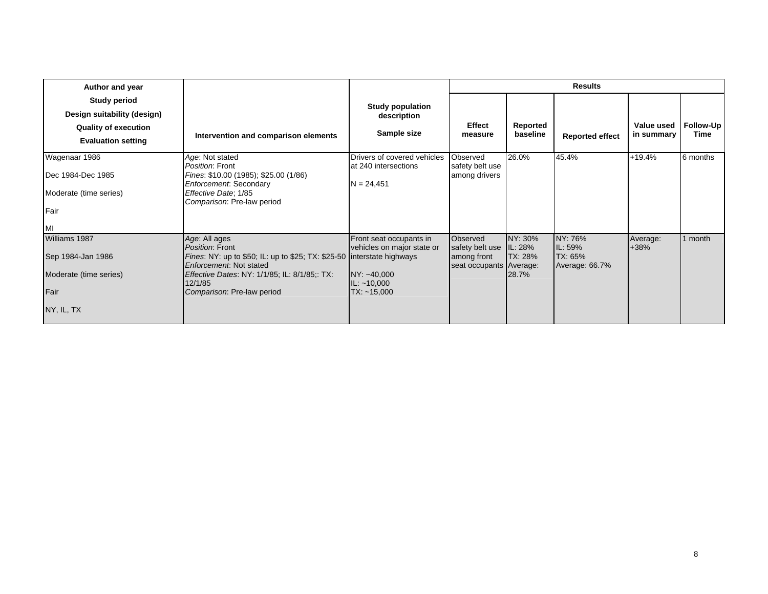| Author and year<br>Study period<br>Design suitability (design)<br>Quality of execution<br>Evaluation setting | Intervention and comparison elements | Study population description<br>Sample size | Results | | | | |
|---|---|---|---|---|---|---|---|
| | | | Effect measure | Reported baseline | Reported effect | Value used in summary | Follow-Up Time |
| Wagenaar 1986<br><br>Dec 1984-Dec 1985<br><br>Moderate (time series)<br><br>Fair<br><br>MI | *Age*: Not stated<br>*Position*: Front<br>*Fines*: $10.00 (1985); $25.00 (1/86)<br>*Enforcement*: Secondary<br>*Effective Date*; 1/85<br>*Comparison*: Pre-law period | Drivers of covered vehicles at 240 intersections<br><br>N = 24,451 | Observed safety belt use among drivers | 26.0% | 45.4% | +19.4% | 6 months |
| Williams 1987<br><br>Sep 1984-Jan 1986<br><br>Moderate (time series)<br><br>Fair<br><br>NY, IL, TX | *Age*: All ages<br>*Position*: Front<br>*Fines*: NY: up to $50; IL: up to $25; TX: $25-50<br>*Enforcement*: Not stated<br>*Effective Dates*: NY: 1/1/85; IL: 8/1/85;: TX: 12/1/85<br>*Comparison*: Pre-law period | Front seat occupants in vehicles on major state or interstate highways<br><br>NY: ~40,000<br>IL: ~10,000<br>TX: ~15,000 | Observed safety belt use among front seat occupants | NY: 30%<br>IL: 28%<br>TX: 28%<br>Average: 28.7% | NY: 76%<br>IL: 59%<br>TX: 65%<br>Average: 66.7% | Average: +38% | 1 month |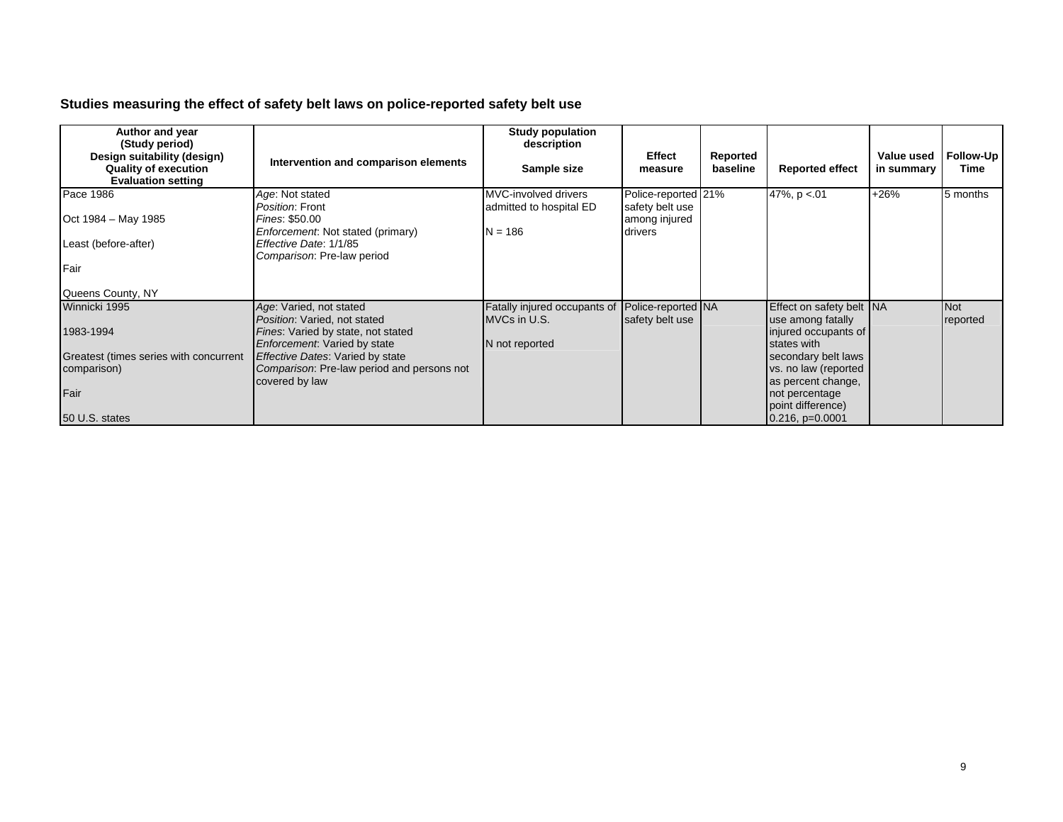**Studies measuring the effect of safety belt laws on police-reported safety belt use**

| Author and year (Study period) Design suitability (design) Quality of execution Evaluation setting | Intervention and comparison elements | Study population description Sample size | Effect measure | Reported baseline | Reported effect | Value used in summary | Follow-Up Time |
|---|---|---|---|---|---|---|---|
| Pace 1986<br><br>Oct 1984 – May 1985<br><br>Least (before-after)<br><br>Fair<br><br>Queens County, NY | *Age*: Not stated<br>*Position*: Front<br>*Fines*: $50.00<br>*Enforcement*: Not stated (primary)<br>*Effective Date*: 1/1/85<br>*Comparison*: Pre-law period | MVC-involved drivers admitted to hospital ED<br><br>N = 186 | Police-reported safety belt use among injured drivers | 21% | 47%, p <.01 | +26% | 5 months |
| Winnicki 1995<br><br>1983-1994<br><br>Greatest (times series with concurrent comparison)<br><br>Fair<br><br>50 U.S. states | *Age*: Varied, not stated<br>*Position*: Varied, not stated<br>*Fines*: Varied by state, not stated<br>*Enforcement*: Varied by state<br>*Effective Dates*: Varied by state<br>*Comparison*: Pre-law period and persons not covered by law | Fatally injured occupants of MVCs in U.S.<br><br>N not reported | Police-reported safety belt use | NA | Effect on safety belt use among fatally injured occupants of states with secondary belt laws vs. no law (reported as percent change, not percentage point difference)<br>0.216, p=0.0001 | NA | Not reported |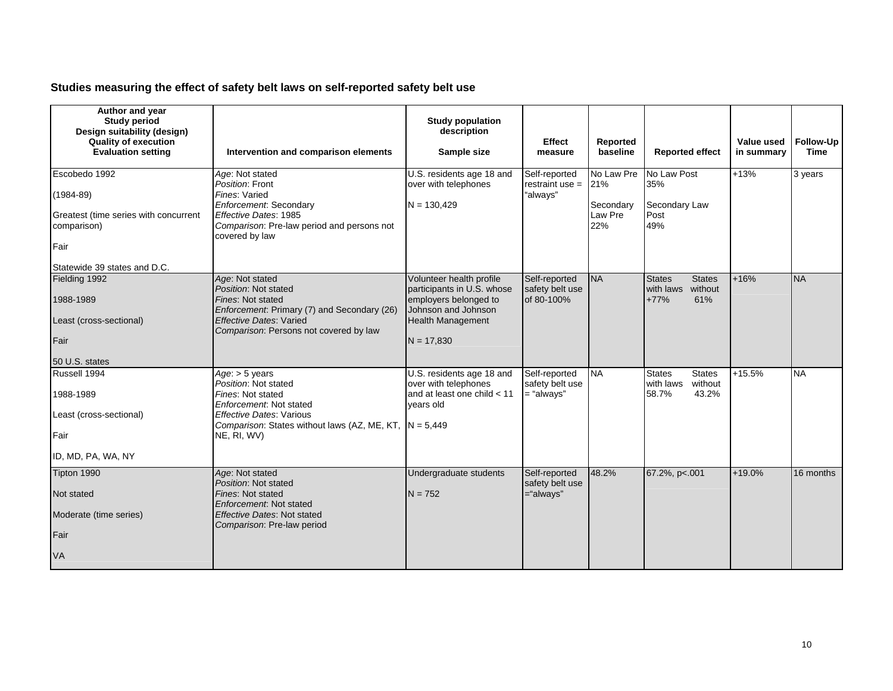**Studies measuring the effect of safety belt laws on self-reported safety belt use**

| Author and year<br>Study period<br>Design suitability (design)<br>Quality of execution<br>Evaluation setting | Intervention and comparison elements | Study population description<br><br>Sample size | Effect measure | Reported baseline | Reported effect | Value used in summary | Follow-Up Time |
|---|---|---|---|---|---|---|---|
| Escobedo 1992<br><br>(1984-89)<br><br>Greatest (time series with concurrent comparison)<br><br>Fair<br><br>Statewide 39 states and D.C. | *Age*: Not stated<br>*Position*: Front<br>*Fines*: Varied<br>*Enforcement*: Secondary<br>*Effective Dates*: 1985<br>*Comparison*: Pre-law period and persons not covered by law | U.S. residents age 18 and over with telephones<br><br>N = 130,429 | Self-reported restraint use = "always" | No Law Pre 21%<br><br>Secondary Law Pre 22% | No Law Post 35%<br><br>Secondary Law Post 49% | +13% | 3 years |
| Fielding 1992<br><br>1988-1989<br><br>Least (cross-sectional)<br><br>Fair<br><br>50 U.S. states | *Age*: Not stated<br>*Position*: Not stated<br>*Fines*: Not stated<br>*Enforcement*: Primary (7) and Secondary (26)<br>*Effective Dates*: Varied<br>*Comparison*: Persons not covered by law | Volunteer health profile participants in U.S. whose employers belonged to Johnson and Johnson Health Management<br><br>N = 17,830 | Self-reported safety belt use of 80-100% | NA | States with laws +77%<br>States without 61% | +16% | NA |
| Russell 1994<br><br>1988-1989<br><br>Least (cross-sectional)<br><br>Fair<br><br>ID, MD, PA, WA, NY | *Age*: > 5 years<br>*Position*: Not stated<br>*Fines*: Not stated<br>*Enforcement*: Not stated<br>*Effective Dates*: Various<br>*Comparison*: States without laws (AZ, ME, KT, NE, RI, WV) | U.S. residents age 18 and over with telephones and at least one child < 11 years old<br><br>N = 5,449 | Self-reported safety belt use = "always" | NA | States with laws 58.7%<br>States without 43.2% | +15.5% | NA |
| Tipton 1990<br><br>Not stated<br><br>Moderate (time series)<br><br>Fair<br><br>VA | *Age*: Not stated<br>*Position*: Not stated<br>*Fines*: Not stated<br>*Enforcement*: Not stated<br>*Effective Dates*: Not stated<br>*Comparison*: Pre-law period | Undergraduate students<br><br>N = 752 | Self-reported safety belt use ="always" | 48.2% | 67.2%, p<.001 | +19.0% | 16 months |